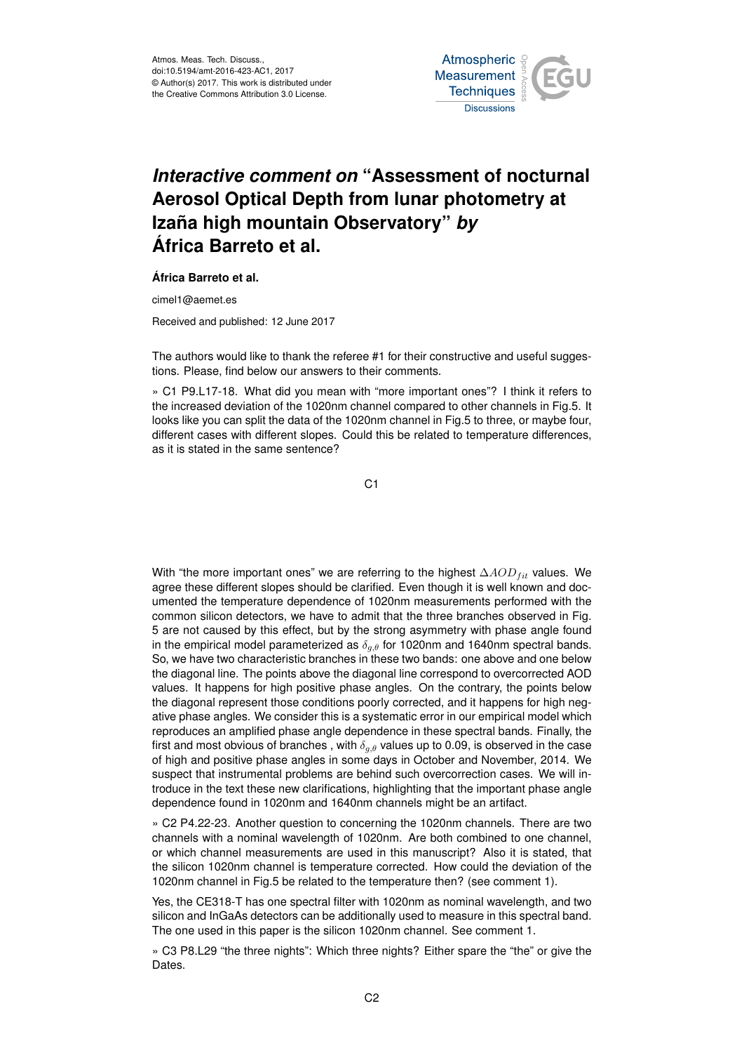# *Interactive comment on* "Assessment of nocturnal Aerosol Optical Depth from lunar photometry at Izaña high mountain Observatory" *by* África Barreto et al.

**África Barreto et al.**

cimel1@aemet.es

Received and published: 12 June 2017

The authors would like to thank the referee #1 for their constructive and useful suggestions. Please, find below our answers to their comments.

» C1 P9.L17-18. What did you mean with "more important ones"? I think it refers to the increased deviation of the 1020nm channel compared to other channels in Fig.5. It looks like you can split the data of the 1020nm channel in Fig.5 to three, or maybe four, different cases with different slopes. Could this be related to temperature differences, as it is stated in the same sentence?

With "the more important ones" we are referring to the highest $\Delta AOD_{fit}$ values. We agree these different slopes should be clarified. Even though it is well known and documented the temperature dependence of 1020nm measurements performed with the common silicon detectors, we have to admit that the three branches observed in Fig. 5 are not caused by this effect, but by the strong asymmetry with phase angle found in the empirical model parameterized as $\delta_{g,\theta}$ for 1020nm and 1640nm spectral bands. So, we have two characteristic branches in these two bands: one above and one below the diagonal line. The points above the diagonal line correspond to overcorrected AOD values. It happens for high positive phase angles. On the contrary, the points below the diagonal represent those conditions poorly corrected, and it happens for high negative phase angles. We consider this is a systematic error in our empirical model which reproduces an amplified phase angle dependence in these spectral bands. Finally, the first and most obvious of branches , with $\delta_{g,\theta}$ values up to 0.09, is observed in the case of high and positive phase angles in some days in October and November, 2014. We suspect that instrumental problems are behind such overcorrection cases. We will introduce in the text these new clarifications, highlighting that the important phase angle dependence found in 1020nm and 1640nm channels might be an artifact.

» C2 P4.22-23. Another question to concerning the 1020nm channels. There are two channels with a nominal wavelength of 1020nm. Are both combined to one channel, or which channel measurements are used in this manuscript? Also it is stated, that the silicon 1020nm channel is temperature corrected. How could the deviation of the 1020nm channel in Fig.5 be related to the temperature then? (see comment 1).

Yes, the CE318-T has one spectral filter with 1020nm as nominal wavelength, and two silicon and InGaAs detectors can be additionally used to measure in this spectral band. The one used in this paper is the silicon 1020nm channel. See comment 1.

» C3 P8.L29 "the three nights": Which three nights? Either spare the "the" or give the Dates.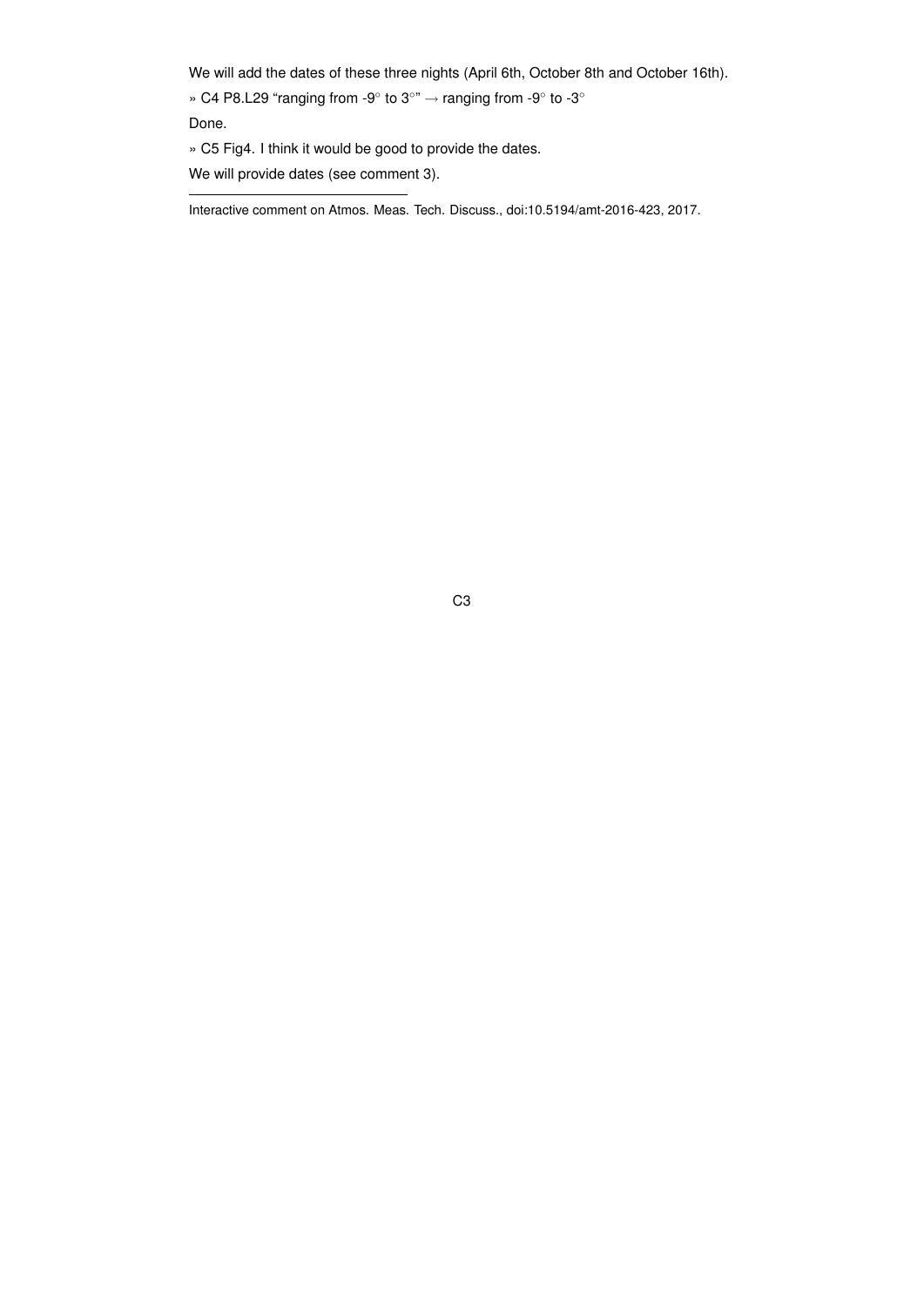We will add the dates of these three nights (April 6th, October 8th and October 16th).

» C4 P8.L29 “ranging from -9° to 3°” → ranging from -9° to -3°

Done.

» C5 Fig4. I think it would be good to provide the dates.

We will provide dates (see comment 3).

---

Interactive comment on Atmos. Meas. Tech. Discuss., doi:10.5194/amt-2016-423, 2017.